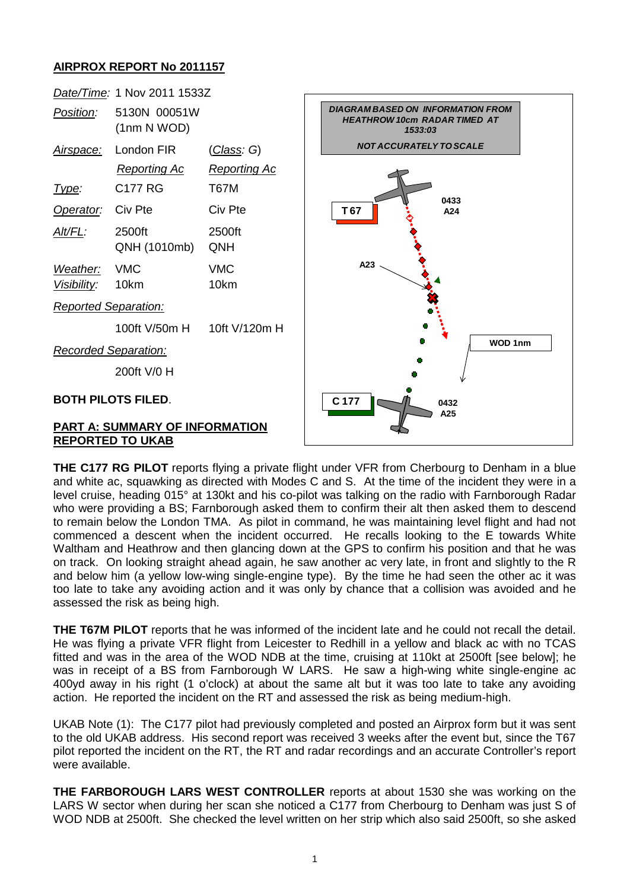## AIRPROX REPORT No 2011157

| | | |
|---|---|---|
| *Date/Time:* | 1 Nov 2011 1533Z | |
| *Position:* | 5130N 00051W (1nm N WOD) | |
| *Airspace:* | London FIR | (*Class:* G) |
| | *Reporting Ac* | *Reporting Ac* |
| *Type:* | C177 RG | T67M |
| *Operator:* | Civ Pte | Civ Pte |
| *Alt/FL:* | 2500ft QNH (1010mb) | 2500ft QNH |
| *Weather:* | VMC | VMC |
| *Visibility:* | 10km | 10km |
| *Reported Separation:* | | |
| | 100ft V/50m H | 10ft V/120m H |
| *Recorded Separation:* | | |
| | 200ft V/0 H | |

DIAGRAM BASED ON INFORMATION FROM HEATHROW 10cm RADAR TIMED AT 1533:03

NOT ACCURATELY TO SCALE

T 67 — 0433 A24 — A23 — WOD 1nm — C 177 — 0432 A25

**BOTH PILOTS FILED**.

**PART A: SUMMARY OF INFORMATION REPORTED TO UKAB**

**THE C177 RG PILOT** reports flying a private flight under VFR from Cherbourg to Denham in a blue and white ac, squawking as directed with Modes C and S. At the time of the incident they were in a level cruise, heading 015° at 130kt and his co-pilot was talking on the radio with Farnborough Radar who were providing a BS; Farnborough asked them to confirm their alt then asked them to descend to remain below the London TMA. As pilot in command, he was maintaining level flight and had not commenced a descent when the incident occurred. He recalls looking to the E towards White Waltham and Heathrow and then glancing down at the GPS to confirm his position and that he was on track. On looking straight ahead again, he saw another ac very late, in front and slightly to the R and below him (a yellow low-wing single-engine type). By the time he had seen the other ac it was too late to take any avoiding action and it was only by chance that a collision was avoided and he assessed the risk as being high.

**THE T67M PILOT** reports that he was informed of the incident late and he could not recall the detail. He was flying a private VFR flight from Leicester to Redhill in a yellow and black ac with no TCAS fitted and was in the area of the WOD NDB at the time, cruising at 110kt at 2500ft [see below]; he was in receipt of a BS from Farnborough W LARS. He saw a high-wing white single-engine ac 400yd away in his right (1 o'clock) at about the same alt but it was too late to take any avoiding action. He reported the incident on the RT and assessed the risk as being medium-high.

UKAB Note (1): The C177 pilot had previously completed and posted an Airprox form but it was sent to the old UKAB address. His second report was received 3 weeks after the event but, since the T67 pilot reported the incident on the RT, the RT and radar recordings and an accurate Controller's report were available.

**THE FARBOROUGH LARS WEST CONTROLLER** reports at about 1530 she was working on the LARS W sector when during her scan she noticed a C177 from Cherbourg to Denham was just S of WOD NDB at 2500ft. She checked the level written on her strip which also said 2500ft, so she asked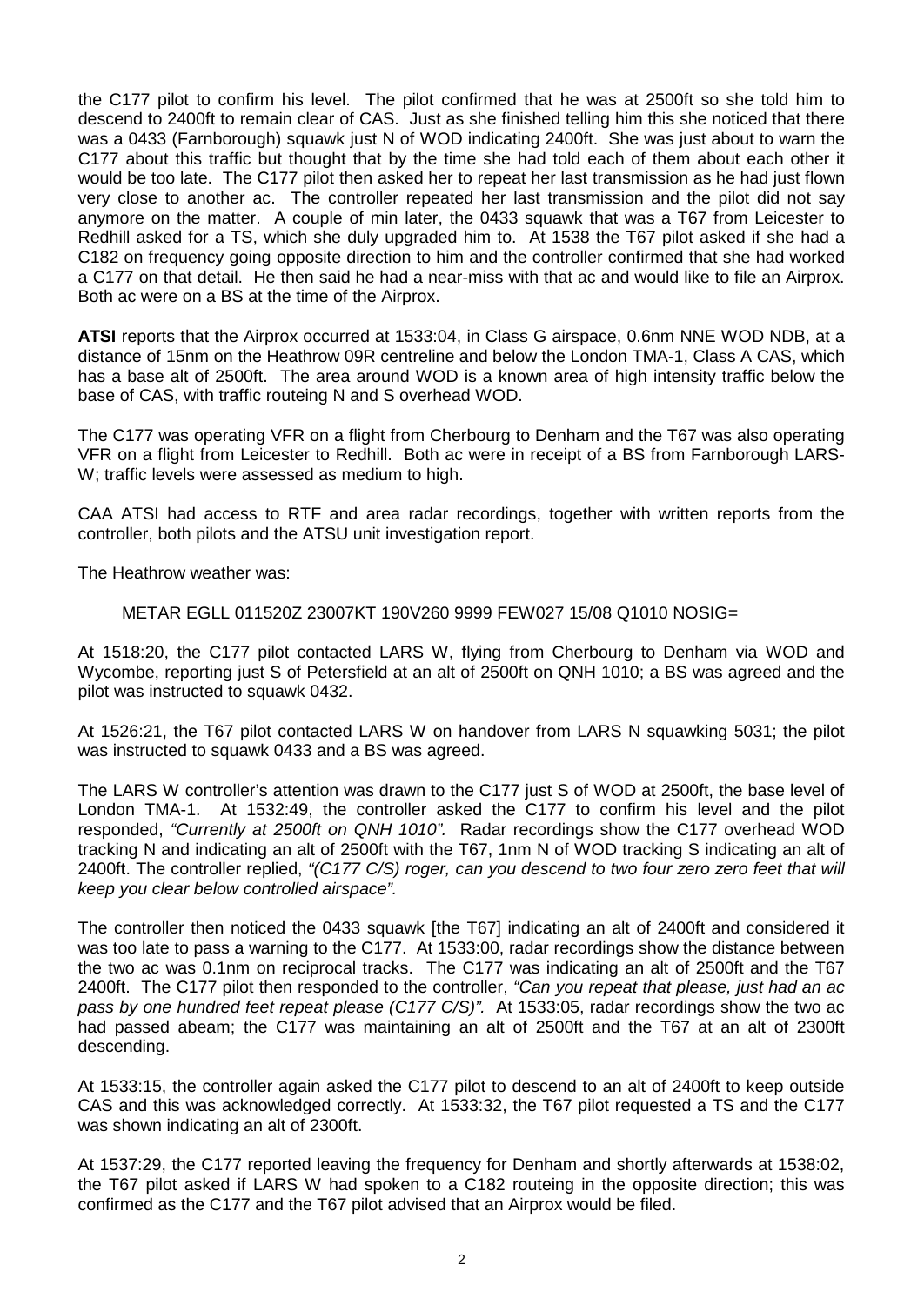the C177 pilot to confirm his level. The pilot confirmed that he was at 2500ft so she told him to descend to 2400ft to remain clear of CAS. Just as she finished telling him this she noticed that there was a 0433 (Farnborough) squawk just N of WOD indicating 2400ft. She was just about to warn the C177 about this traffic but thought that by the time she had told each of them about each other it would be too late. The C177 pilot then asked her to repeat her last transmission as he had just flown very close to another ac. The controller repeated her last transmission and the pilot did not say anymore on the matter. A couple of min later, the 0433 squawk that was a T67 from Leicester to Redhill asked for a TS, which she duly upgraded him to. At 1538 the T67 pilot asked if she had a C182 on frequency going opposite direction to him and the controller confirmed that she had worked a C177 on that detail. He then said he had a near-miss with that ac and would like to file an Airprox. Both ac were on a BS at the time of the Airprox.

**ATSI** reports that the Airprox occurred at 1533:04, in Class G airspace, 0.6nm NNE WOD NDB, at a distance of 15nm on the Heathrow 09R centreline and below the London TMA-1, Class A CAS, which has a base alt of 2500ft. The area around WOD is a known area of high intensity traffic below the base of CAS, with traffic routeing N and S overhead WOD.

The C177 was operating VFR on a flight from Cherbourg to Denham and the T67 was also operating VFR on a flight from Leicester to Redhill. Both ac were in receipt of a BS from Farnborough LARS-W; traffic levels were assessed as medium to high.

CAA ATSI had access to RTF and area radar recordings, together with written reports from the controller, both pilots and the ATSU unit investigation report.

The Heathrow weather was:

METAR EGLL 011520Z 23007KT 190V260 9999 FEW027 15/08 Q1010 NOSIG=

At 1518:20, the C177 pilot contacted LARS W, flying from Cherbourg to Denham via WOD and Wycombe, reporting just S of Petersfield at an alt of 2500ft on QNH 1010; a BS was agreed and the pilot was instructed to squawk 0432.

At 1526:21, the T67 pilot contacted LARS W on handover from LARS N squawking 5031; the pilot was instructed to squawk 0433 and a BS was agreed.

The LARS W controller's attention was drawn to the C177 just S of WOD at 2500ft, the base level of London TMA-1. At 1532:49, the controller asked the C177 to confirm his level and the pilot responded, *"Currently at 2500ft on QNH 1010".* Radar recordings show the C177 overhead WOD tracking N and indicating an alt of 2500ft with the T67, 1nm N of WOD tracking S indicating an alt of 2400ft. The controller replied, *"(C177 C/S) roger, can you descend to two four zero zero feet that will keep you clear below controlled airspace".*

The controller then noticed the 0433 squawk [the T67] indicating an alt of 2400ft and considered it was too late to pass a warning to the C177. At 1533:00, radar recordings show the distance between the two ac was 0.1nm on reciprocal tracks. The C177 was indicating an alt of 2500ft and the T67 2400ft. The C177 pilot then responded to the controller, *"Can you repeat that please, just had an ac pass by one hundred feet repeat please (C177 C/S)".* At 1533:05, radar recordings show the two ac had passed abeam; the C177 was maintaining an alt of 2500ft and the T67 at an alt of 2300ft descending.

At 1533:15, the controller again asked the C177 pilot to descend to an alt of 2400ft to keep outside CAS and this was acknowledged correctly. At 1533:32, the T67 pilot requested a TS and the C177 was shown indicating an alt of 2300ft.

At 1537:29, the C177 reported leaving the frequency for Denham and shortly afterwards at 1538:02, the T67 pilot asked if LARS W had spoken to a C182 routeing in the opposite direction; this was confirmed as the C177 and the T67 pilot advised that an Airprox would be filed.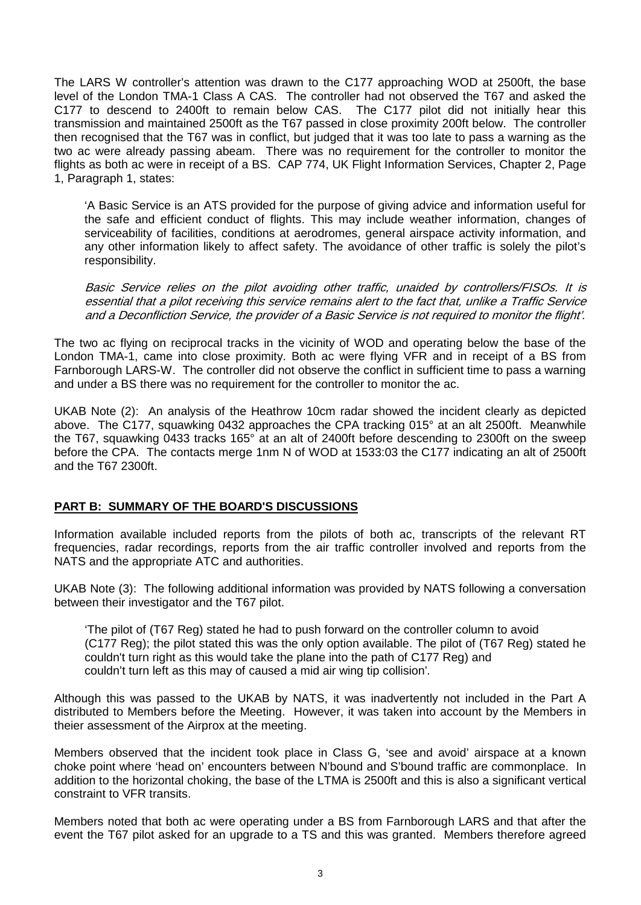The LARS W controller's attention was drawn to the C177 approaching WOD at 2500ft, the base level of the London TMA-1 Class A CAS. The controller had not observed the T67 and asked the C177 to descend to 2400ft to remain below CAS. The C177 pilot did not initially hear this transmission and maintained 2500ft as the T67 passed in close proximity 200ft below. The controller then recognised that the T67 was in conflict, but judged that it was too late to pass a warning as the two ac were already passing abeam. There was no requirement for the controller to monitor the flights as both ac were in receipt of a BS. CAP 774, UK Flight Information Services, Chapter 2, Page 1, Paragraph 1, states:

> 'A Basic Service is an ATS provided for the purpose of giving advice and information useful for the safe and efficient conduct of flights. This may include weather information, changes of serviceability of facilities, conditions at aerodromes, general airspace activity information, and any other information likely to affect safety. The avoidance of other traffic is solely the pilot's responsibility.
>
> *Basic Service relies on the pilot avoiding other traffic, unaided by controllers/FISOs. It is essential that a pilot receiving this service remains alert to the fact that, unlike a Traffic Service and a Deconfliction Service, the provider of a Basic Service is not required to monitor the flight'.*

The two ac flying on reciprocal tracks in the vicinity of WOD and operating below the base of the London TMA-1, came into close proximity. Both ac were flying VFR and in receipt of a BS from Farnborough LARS-W. The controller did not observe the conflict in sufficient time to pass a warning and under a BS there was no requirement for the controller to monitor the ac.

UKAB Note (2): An analysis of the Heathrow 10cm radar showed the incident clearly as depicted above. The C177, squawking 0432 approaches the CPA tracking 015° at an alt 2500ft. Meanwhile the T67, squawking 0433 tracks 165° at an alt of 2400ft before descending to 2300ft on the sweep before the CPA. The contacts merge 1nm N of WOD at 1533:03 the C177 indicating an alt of 2500ft and the T67 2300ft.

## PART B: SUMMARY OF THE BOARD'S DISCUSSIONS

Information available included reports from the pilots of both ac, transcripts of the relevant RT frequencies, radar recordings, reports from the air traffic controller involved and reports from the NATS and the appropriate ATC and authorities.

UKAB Note (3): The following additional information was provided by NATS following a conversation between their investigator and the T67 pilot.

> 'The pilot of (T67 Reg) stated he had to push forward on the controller column to avoid (C177 Reg); the pilot stated this was the only option available. The pilot of (T67 Reg) stated he couldn't turn right as this would take the plane into the path of C177 Reg) and couldn't turn left as this may of caused a mid air wing tip collision'.

Although this was passed to the UKAB by NATS, it was inadvertently not included in the Part A distributed to Members before the Meeting. However, it was taken into account by the Members in theier assessment of the Airprox at the meeting.

Members observed that the incident took place in Class G, 'see and avoid' airspace at a known choke point where 'head on' encounters between N'bound and S'bound traffic are commonplace. In addition to the horizontal choking, the base of the LTMA is 2500ft and this is also a significant vertical constraint to VFR transits.

Members noted that both ac were operating under a BS from Farnborough LARS and that after the event the T67 pilot asked for an upgrade to a TS and this was granted. Members therefore agreed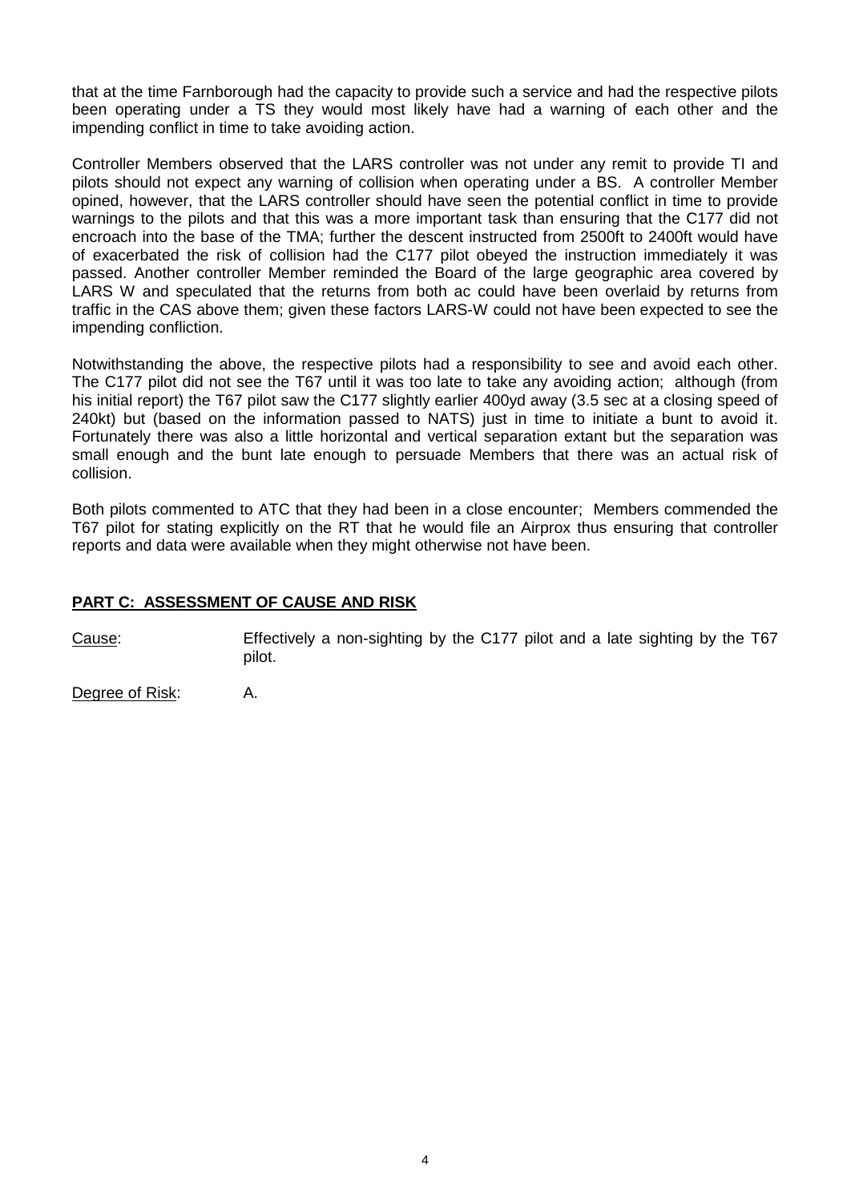that at the time Farnborough had the capacity to provide such a service and had the respective pilots been operating under a TS they would most likely have had a warning of each other and the impending conflict in time to take avoiding action.

Controller Members observed that the LARS controller was not under any remit to provide TI and pilots should not expect any warning of collision when operating under a BS. A controller Member opined, however, that the LARS controller should have seen the potential conflict in time to provide warnings to the pilots and that this was a more important task than ensuring that the C177 did not encroach into the base of the TMA; further the descent instructed from 2500ft to 2400ft would have of exacerbated the risk of collision had the C177 pilot obeyed the instruction immediately it was passed. Another controller Member reminded the Board of the large geographic area covered by LARS W and speculated that the returns from both ac could have been overlaid by returns from traffic in the CAS above them; given these factors LARS-W could not have been expected to see the impending confliction.

Notwithstanding the above, the respective pilots had a responsibility to see and avoid each other. The C177 pilot did not see the T67 until it was too late to take any avoiding action; although (from his initial report) the T67 pilot saw the C177 slightly earlier 400yd away (3.5 sec at a closing speed of 240kt) but (based on the information passed to NATS) just in time to initiate a bunt to avoid it. Fortunately there was also a little horizontal and vertical separation extant but the separation was small enough and the bunt late enough to persuade Members that there was an actual risk of collision.

Both pilots commented to ATC that they had been in a close encounter; Members commended the T67 pilot for stating explicitly on the RT that he would file an Airprox thus ensuring that controller reports and data were available when they might otherwise not have been.

## PART C: ASSESSMENT OF CAUSE AND RISK

Cause: Effectively a non-sighting by the C177 pilot and a late sighting by the T67 pilot.

Degree of Risk: A.